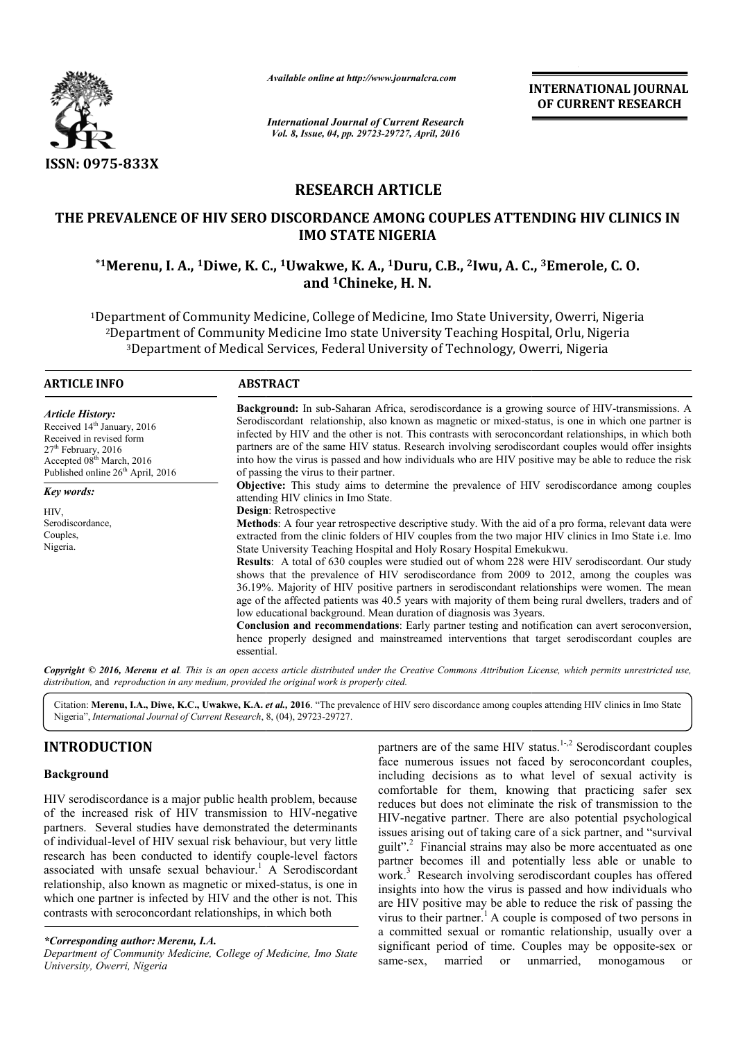*Available online at http://www.journalcra.com*

*International Journal of Current Research*
*Vol. 8, Issue, 04, pp. 29723-29727, April, 2016*

**INTERNATIONAL JOURNAL OF CURRENT RESEARCH**

ISSN: 0975-833X

## RESEARCH ARTICLE

# THE PREVALENCE OF HIV SERO DISCORDANCE AMONG COUPLES ATTENDING HIV CLINICS IN IMO STATE NIGERIA

**[*1]Merenu, I. A., [1]Diwe, K. C., [1]Uwakwe, K. A., [1]Duru, C.B., [2]Iwu, A. C., [3]Emerole, C. O. and [1]Chineke, H. N.**

[1]Department of Community Medicine, College of Medicine, Imo State University, Owerri, Nigeria
[2]Department of Community Medicine Imo state University Teaching Hospital, Orlu, Nigeria
[3]Department of Medical Services, Federal University of Technology, Owerri, Nigeria

**ARTICLE INFO**

*Article History:*
Received 14th January, 2016
Received in revised form
27th February, 2016
Accepted 08th March, 2016
Published online 26th April, 2016

*Key words:*
HIV,
Serodiscordance,
Couples,
Nigeria.

**ABSTRACT**

**Background:** In sub-Saharan Africa, serodiscordance is a growing source of HIV-transmissions. A Serodiscordant relationship, also known as magnetic or mixed-status, is one in which one partner is infected by HIV and the other is not. This contrasts with seroconcordant relationships, in which both partners are of the same HIV status. Research involving serodiscordant couples would offer insights into how the virus is passed and how individuals who are HIV positive may be able to reduce the risk of passing the virus to their partner.

**Objective:** This study aims to determine the prevalence of HIV serodiscordance among couples attending HIV clinics in Imo State.

**Design**: Retrospective

**Methods**: A four year retrospective descriptive study. With the aid of a pro forma, relevant data were extracted from the clinic folders of HIV couples from the two major HIV clinics in Imo State i.e. Imo State University Teaching Hospital and Holy Rosary Hospital Emekukwu.

**Results**: A total of 630 couples were studied out of whom 228 were HIV serodiscordant. Our study shows that the prevalence of HIV serodiscordance from 2009 to 2012, among the couples was 36.19%. Majority of HIV positive partners in serodiscondant relationships were women. The mean age of the affected patients was 40.5 years with majority of them being rural dwellers, traders and of low educational background. Mean duration of diagnosis was 3years.

**Conclusion and recommendations**: Early partner testing and notification can avert seroconversion, hence properly designed and mainstreamed interventions that target serodiscordant couples are essential.

***Copyright © 2016, Merenu et al.** This is an open access article distributed under the Creative Commons Attribution License, which permits unrestricted use, distribution, and reproduction in any medium, provided the original work is properly cited.*

Citation: **Merenu, I.A., Diwe, K.C., Uwakwe, K.A.** ***et al.*****, 2016**. "The prevalence of HIV sero discordance among couples attending HIV clinics in Imo State Nigeria", *International Journal of Current Research*, 8, (04), 29723-29727.

## INTRODUCTION

### Background

HIV serodiscordance is a major public health problem, because of the increased risk of HIV transmission to HIV-negative partners. Several studies have demonstrated the determinants of individual-level of HIV sexual risk behaviour, but very little research has been conducted to identify couple-level factors associated with unsafe sexual behaviour.[1] A Serodiscordant relationship, also known as magnetic or mixed-status, is one in which one partner is infected by HIV and the other is not. This contrasts with seroconcordant relationships, in which both partners are of the same HIV status.[1-,2] Serodiscordant couples face numerous issues not faced by seroconcordant couples, including decisions as to what level of sexual activity is comfortable for them, knowing that practicing safer sex reduces but does not eliminate the risk of transmission to the HIV-negative partner. There are also potential psychological issues arising out of taking care of a sick partner, and "survival guilt".[2] Financial strains may also be more accentuated as one partner becomes ill and potentially less able or unable to work.[3] Research involving serodiscordant couples has offered insights into how the virus is passed and how individuals who are HIV positive may be able to reduce the risk of passing the virus to their partner.[1] A couple is composed of two persons in a committed sexual or romantic relationship, usually over a significant period of time. Couples may be opposite-sex or same-sex, married or unmarried, monogamous or

*\*Corresponding author: Merenu, I.A.*
*Department of Community Medicine, College of Medicine, Imo State University, Owerri, Nigeria*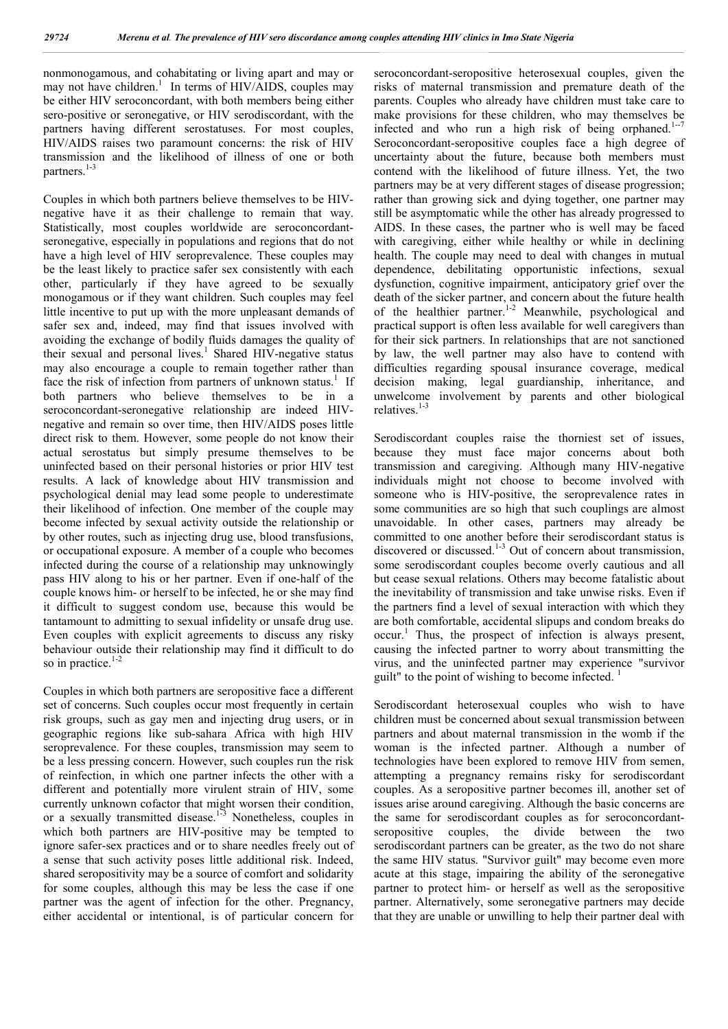nonmonogamous, and cohabitating or living apart and may or may not have children.[1] In terms of HIV/AIDS, couples may be either HIV seroconcordant, with both members being either sero-positive or seronegative, or HIV serodiscordant, with the partners having different serostatuses. For most couples, HIV/AIDS raises two paramount concerns: the risk of HIV transmission and the likelihood of illness of one or both partners.[1-3]

Couples in which both partners believe themselves to be HIV-negative have it as their challenge to remain that way. Statistically, most couples worldwide are seroconcordant-seronegative, especially in populations and regions that do not have a high level of HIV seroprevalence. These couples may be the least likely to practice safer sex consistently with each other, particularly if they have agreed to be sexually monogamous or if they want children. Such couples may feel little incentive to put up with the more unpleasant demands of safer sex and, indeed, may find that issues involved with avoiding the exchange of bodily fluids damages the quality of their sexual and personal lives.[1] Shared HIV-negative status may also encourage a couple to remain together rather than face the risk of infection from partners of unknown status.[1] If both partners who believe themselves to be in a seroconcordant-seronegative relationship are indeed HIV-negative and remain so over time, then HIV/AIDS poses little direct risk to them. However, some people do not know their actual serostatus but simply presume themselves to be uninfected based on their personal histories or prior HIV test results. A lack of knowledge about HIV transmission and psychological denial may lead some people to underestimate their likelihood of infection. One member of the couple may become infected by sexual activity outside the relationship or by other routes, such as injecting drug use, blood transfusions, or occupational exposure. A member of a couple who becomes infected during the course of a relationship may unknowingly pass HIV along to his or her partner. Even if one-half of the couple knows him- or herself to be infected, he or she may find it difficult to suggest condom use, because this would be tantamount to admitting to sexual infidelity or unsafe drug use. Even couples with explicit agreements to discuss any risky behaviour outside their relationship may find it difficult to do so in practice.[1-2]

Couples in which both partners are seropositive face a different set of concerns. Such couples occur most frequently in certain risk groups, such as gay men and injecting drug users, or in geographic regions like sub-sahara Africa with high HIV seroprevalence. For these couples, transmission may seem to be a less pressing concern. However, such couples run the risk of reinfection, in which one partner infects the other with a different and potentially more virulent strain of HIV, some currently unknown cofactor that might worsen their condition, or a sexually transmitted disease.[1-3] Nonetheless, couples in which both partners are HIV-positive may be tempted to ignore safer-sex practices and or to share needles freely out of a sense that such activity poses little additional risk. Indeed, shared seropositivity may be a source of comfort and solidarity for some couples, although this may be less the case if one partner was the agent of infection for the other. Pregnancy, either accidental or intentional, is of particular concern for seroconcordant-seropositive heterosexual couples, given the risks of maternal transmission and premature death of the parents. Couples who already have children must take care to make provisions for these children, who may themselves be infected and who run a high risk of being orphaned.[1-7] Seroconcordant-seropositive couples face a high degree of uncertainty about the future, because both members must contend with the likelihood of future illness. Yet, the two partners may be at very different stages of disease progression; rather than growing sick and dying together, one partner may still be asymptomatic while the other has already progressed to AIDS. In these cases, the partner who is well may be faced with caregiving, either while healthy or while in declining health. The couple may need to deal with changes in mutual dependence, debilitating opportunistic infections, sexual dysfunction, cognitive impairment, anticipatory grief over the death of the sicker partner, and concern about the future health of the healthier partner.[1-2] Meanwhile, psychological and practical support is often less available for well caregivers than for their sick partners. In relationships that are not sanctioned by law, the well partner may also have to contend with difficulties regarding spousal insurance coverage, medical decision making, legal guardianship, inheritance, and unwelcome involvement by parents and other biological relatives.[1-3]

Serodiscordant couples raise the thorniest set of issues, because they must face major concerns about both transmission and caregiving. Although many HIV-negative individuals might not choose to become involved with someone who is HIV-positive, the seroprevalence rates in some communities are so high that such couplings are almost unavoidable. In other cases, partners may already be committed to one another before their serodiscordant status is discovered or discussed.[1-3] Out of concern about transmission, some serodiscordant couples become overly cautious and all but cease sexual relations. Others may become fatalistic about the inevitability of transmission and take unwise risks. Even if the partners find a level of sexual interaction with which they are both comfortable, accidental slipups and condom breaks do occur.[1] Thus, the prospect of infection is always present, causing the infected partner to worry about transmitting the virus, and the uninfected partner may experience "survivor guilt" to the point of wishing to become infected.[1]

Serodiscordant heterosexual couples who wish to have children must be concerned about sexual transmission between partners and about maternal transmission in the womb if the woman is the infected partner. Although a number of technologies have been explored to remove HIV from semen, attempting a pregnancy remains risky for serodiscordant couples. As a seropositive partner becomes ill, another set of issues arise around caregiving. Although the basic concerns are the same for serodiscordant couples as for seroconcordant-seropositive couples, the divide between the two serodiscordant partners can be greater, as the two do not share the same HIV status. "Survivor guilt" may become even more acute at this stage, impairing the ability of the seronegative partner to protect him- or herself as well as the seropositive partner. Alternatively, some seronegative partners may decide that they are unable or unwilling to help their partner deal with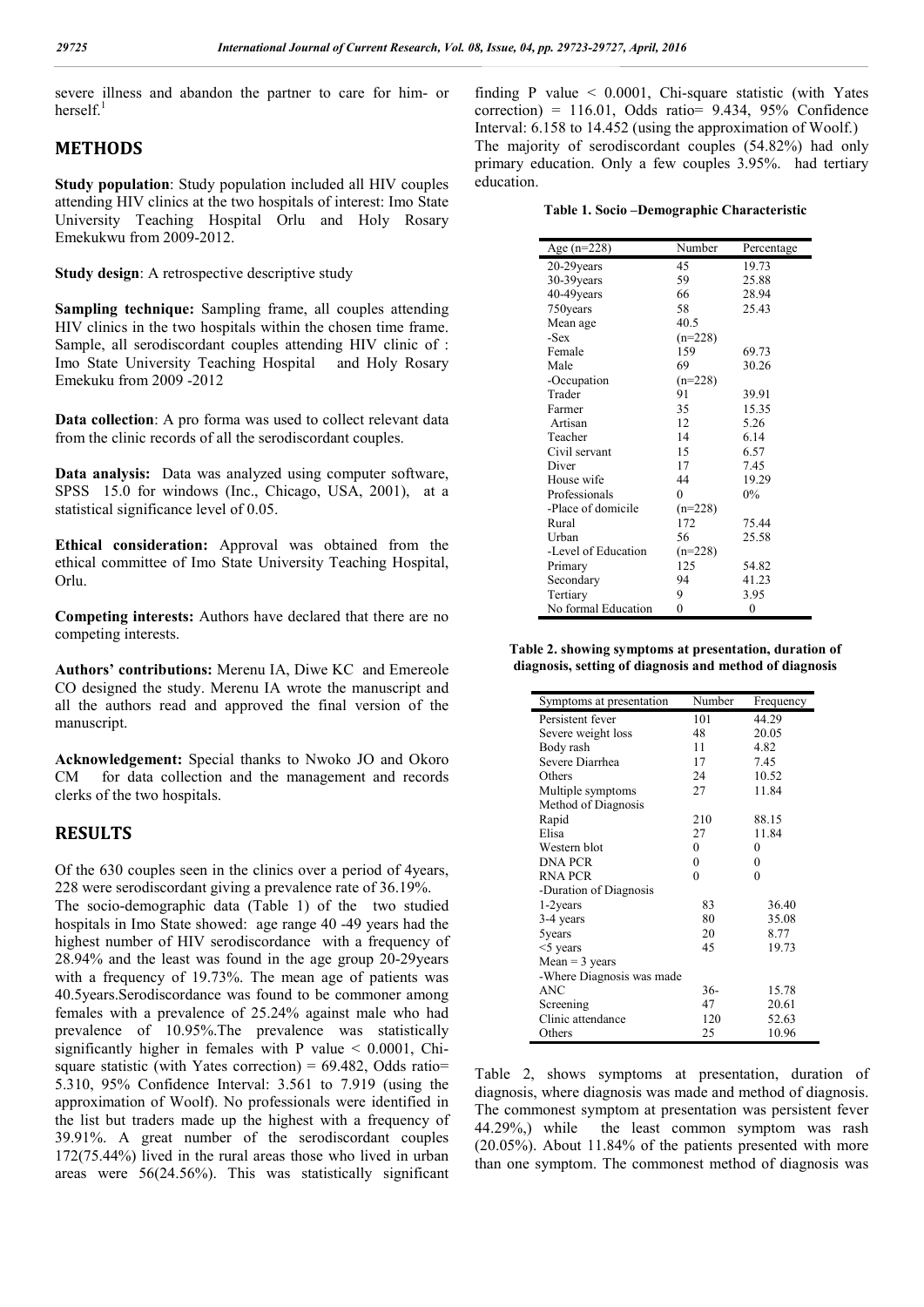severe illness and abandon the partner to care for him- or herself.[1]

## METHODS

**Study population**: Study population included all HIV couples attending HIV clinics at the two hospitals of interest: Imo State University Teaching Hospital Orlu and Holy Rosary Emekukwu from 2009-2012.

**Study design**: A retrospective descriptive study

**Sampling technique:** Sampling frame, all couples attending HIV clinics in the two hospitals within the chosen time frame. Sample, all serodiscordant couples attending HIV clinic of : Imo State University Teaching Hospital and Holy Rosary Emekuku from 2009 -2012

**Data collection**: A pro forma was used to collect relevant data from the clinic records of all the serodiscordant couples.

**Data analysis:** Data was analyzed using computer software, SPSS 15.0 for windows (Inc., Chicago, USA, 2001), at a statistical significance level of 0.05.

**Ethical consideration:** Approval was obtained from the ethical committee of Imo State University Teaching Hospital, Orlu.

**Competing interests:** Authors have declared that there are no competing interests.

**Authors' contributions:** Merenu IA, Diwe KC and Emereole CO designed the study. Merenu IA wrote the manuscript and all the authors read and approved the final version of the manuscript.

**Acknowledgement:** Special thanks to Nwoko JO and Okoro CM for data collection and the management and records clerks of the two hospitals.

## RESULTS

Of the 630 couples seen in the clinics over a period of 4years, 228 were serodiscordant giving a prevalence rate of 36.19%.

The socio-demographic data (Table 1) of the two studied hospitals in Imo State showed: age range 40 -49 years had the highest number of HIV serodiscordance with a frequency of 28.94% and the least was found in the age group 20-29years with a frequency of 19.73%. The mean age of patients was 40.5years.Serodiscordance was found to be commoner among females with a prevalence of 25.24% against male who had prevalence of 10.95%.The prevalence was statistically significantly higher in females with P value < 0.0001, Chi-square statistic (with Yates correction) = 69.482, Odds ratio= 5.310, 95% Confidence Interval: 3.561 to 7.919 (using the approximation of Woolf). No professionals were identified in the list but traders made up the highest with a frequency of 39.91%. A great number of the serodiscordant couples 172(75.44%) lived in the rural areas those who lived in urban areas were 56(24.56%). This was statistically significant finding P value < 0.0001, Chi-square statistic (with Yates correction) = 116.01, Odds ratio= 9.434, 95% Confidence Interval: 6.158 to 14.452 (using the approximation of Woolf.)

The majority of serodiscordant couples (54.82%) had only primary education. Only a few couples 3.95%. had tertiary education.

**Table 1. Socio –Demographic Characteristic**

| Age (n=228) | Number | Percentage |
|---|---|---|
| 20-29years | 45 | 19.73 |
| 30-39years | 59 | 25.88 |
| 40-49years | 66 | 28.94 |
| 750years | 58 | 25.43 |
| Mean age | 40.5 | |
| -Sex | (n=228) | |
| Female | 159 | 69.73 |
| Male | 69 | 30.26 |
| -Occupation | (n=228) | |
| Trader | 91 | 39.91 |
| Farmer | 35 | 15.35 |
| Artisan | 12 | 5.26 |
| Teacher | 14 | 6.14 |
| Civil servant | 15 | 6.57 |
| Diver | 17 | 7.45 |
| House wife | 44 | 19.29 |
| Professionals | 0 | 0% |
| -Place of domicile | (n=228) | |
| Rural | 172 | 75.44 |
| Urban | 56 | 25.58 |
| -Level of Education | (n=228) | |
| Primary | 125 | 54.82 |
| Secondary | 94 | 41.23 |
| Tertiary | 9 | 3.95 |
| No formal Education | 0 | 0 |

**Table 2. showing symptoms at presentation, duration of diagnosis, setting of diagnosis and method of diagnosis**

| Symptoms at presentation | Number | Frequency |
|---|---|---|
| Persistent fever | 101 | 44.29 |
| Severe weight loss | 48 | 20.05 |
| Body rash | 11 | 4.82 |
| Severe Diarrhea | 17 | 7.45 |
| Others | 24 | 10.52 |
| Multiple symptoms | 27 | 11.84 |
| Method of Diagnosis | | |
| Rapid | 210 | 88.15 |
| Elisa | 27 | 11.84 |
| Western blot | 0 | 0 |
| DNA PCR | 0 | 0 |
| RNA PCR | 0 | 0 |
| -Duration of Diagnosis | | |
| 1-2years | 83 | 36.40 |
| 3-4 years | 80 | 35.08 |
| 5years | 20 | 8.77 |
| <5 years | 45 | 19.73 |
| Mean = 3 years | | |
| -Where Diagnosis was made | | |
| ANC | 36- | 15.78 |
| Screening | 47 | 20.61 |
| Clinic attendance | 120 | 52.63 |
| Others | 25 | 10.96 |

Table 2, shows symptoms at presentation, duration of diagnosis, where diagnosis was made and method of diagnosis. The commonest symptom at presentation was persistent fever 44.29%,) while the least common symptom was rash (20.05%). About 11.84% of the patients presented with more than one symptom. The commonest method of diagnosis was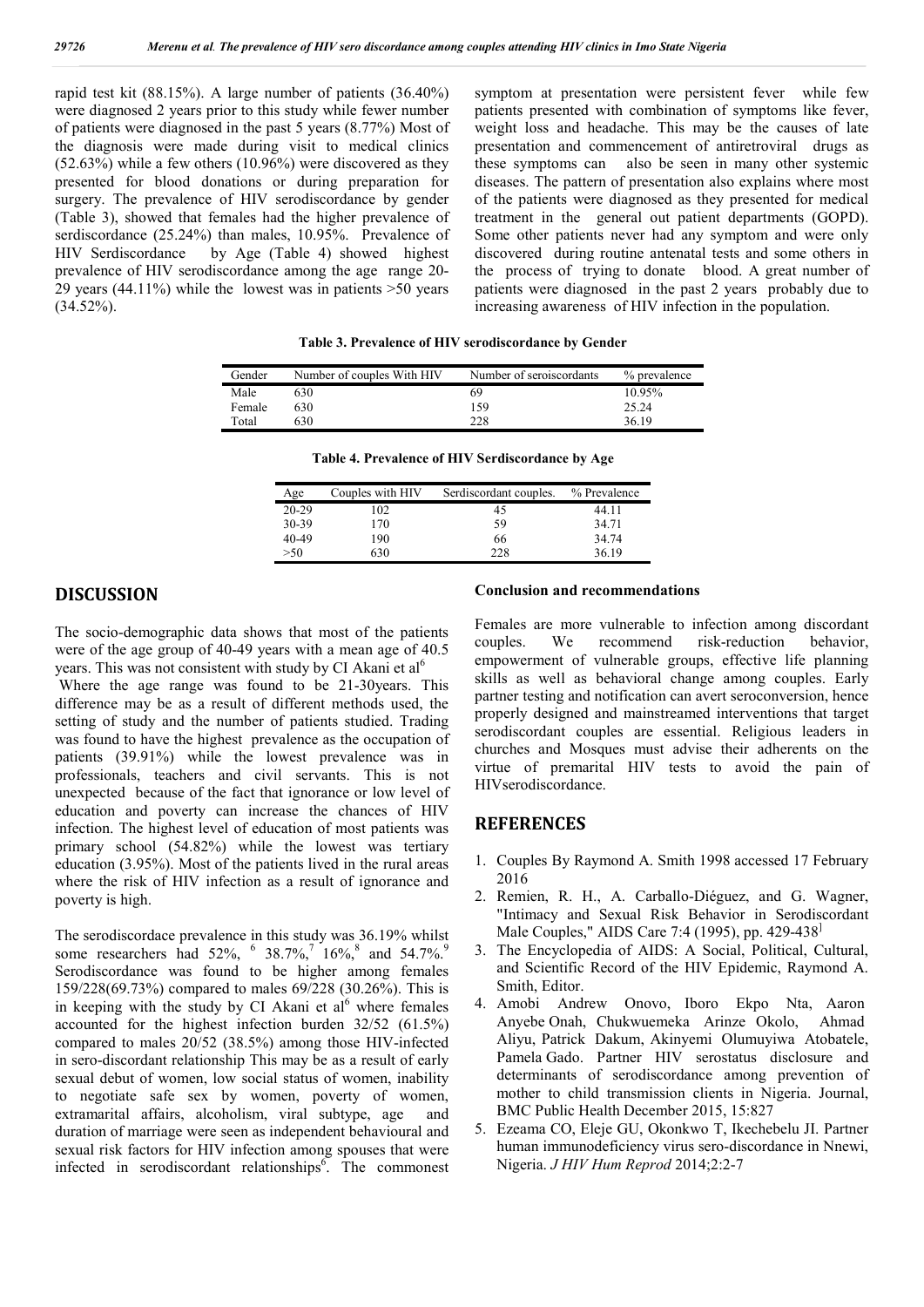rapid test kit (88.15%). A large number of patients (36.40%) were diagnosed 2 years prior to this study while fewer number of patients were diagnosed in the past 5 years (8.77%) Most of the diagnosis were made during visit to medical clinics (52.63%) while a few others (10.96%) were discovered as they presented for blood donations or during preparation for surgery. The prevalence of HIV serodiscordance by gender (Table 3), showed that females had the higher prevalence of serdiscordance (25.24%) than males, 10.95%. Prevalence of HIV Serdiscordance by Age (Table 4) showed highest prevalence of HIV serodiscordance among the age range 20-29 years (44.11%) while the lowest was in patients >50 years (34.52%).

symptom at presentation were persistent fever while few patients presented with combination of symptoms like fever, weight loss and headache. This may be the causes of late presentation and commencement of antiretroviral drugs as these symptoms can also be seen in many other systemic diseases. The pattern of presentation also explains where most of the patients were diagnosed as they presented for medical treatment in the general out patient departments (GOPD). Some other patients never had any symptom and were only discovered during routine antenatal tests and some others in the process of trying to donate blood. A great number of patients were diagnosed in the past 2 years probably due to increasing awareness of HIV infection in the population.

**Table 3. Prevalence of HIV serodiscordance by Gender**

| Gender | Number of couples With HIV | Number of seroiscordants | % prevalence |
|---|---|---|---|
| Male | 630 | 69 | 10.95% |
| Female | 630 | 159 | 25.24 |
| Total | 630 | 228 | 36.19 |

**Table 4. Prevalence of HIV Serdiscordance by Age**

| Age | Couples with HIV | Serdiscordant couples. | % Prevalence |
|---|---|---|---|
| 20-29 | 102 | 45 | 44.11 |
| 30-39 | 170 | 59 | 34.71 |
| 40-49 | 190 | 66 | 34.74 |
| >50 | 630 | 228 | 36.19 |

## DISCUSSION

The socio-demographic data shows that most of the patients were of the age group of 40-49 years with a mean age of 40.5 years. This was not consistent with study by CI Akani et al[6]

Where the age range was found to be 21-30years. This difference may be as a result of different methods used, the setting of study and the number of patients studied. Trading was found to have the highest prevalence as the occupation of patients (39.91%) while the lowest prevalence was in professionals, teachers and civil servants. This is not unexpected because of the fact that ignorance or low level of education and poverty can increase the chances of HIV infection. The highest level of education of most patients was primary school (54.82%) while the lowest was tertiary education (3.95%). Most of the patients lived in the rural areas where the risk of HIV infection as a result of ignorance and poverty is high.

The serodiscordace prevalence in this study was 36.19% whilst some researchers had 52%, [6] 38.7%,[7] 16%,[8] and 54.7%.[9] Serodiscordance was found to be higher among females 159/228(69.73%) compared to males 69/228 (30.26%). This is in keeping with the study by CI Akani et al[6] where females accounted for the highest infection burden 32/52 (61.5%) compared to males 20/52 (38.5%) among those HIV-infected in sero-discordant relationship This may be as a result of early sexual debut of women, low social status of women, inability to negotiate safe sex by women, poverty of women, extramarital affairs, alcoholism, viral subtype, age and duration of marriage were seen as independent behavioural and sexual risk factors for HIV infection among spouses that were infected in serodiscordant relationships[6]. The commonest

**Conclusion and recommendations**

Females are more vulnerable to infection among discordant couples. We recommend risk-reduction behavior, empowerment of vulnerable groups, effective life planning skills as well as behavioral change among couples. Early partner testing and notification can avert seroconversion, hence properly designed and mainstreamed interventions that target serodiscordant couples are essential. Religious leaders in churches and Mosques must advise their adherents on the virtue of premarital HIV tests to avoid the pain of HIVserodiscordance.

## REFERENCES

1. Couples By Raymond A. Smith 1998 accessed 17 February 2016
2. Remien, R. H., A. Carballo-Diéguez, and G. Wagner, "Intimacy and Sexual Risk Behavior in Serodiscordant Male Couples," AIDS Care 7:4 (1995), pp. 429-438
3. The Encyclopedia of AIDS: A Social, Political, Cultural, and Scientific Record of the HIV Epidemic, Raymond A. Smith, Editor.
4. Amobi Andrew Onovo, Iboro Ekpo Nta, Aaron Anyebe Onah, Chukwuemeka Arinze Okolo, Ahmad Aliyu, Patrick Dakum, Akinyemi Olumuyiwa Atobatele, Pamela Gado. Partner HIV serostatus disclosure and determinants of serodiscordance among prevention of mother to child transmission clients in Nigeria. Journal, BMC Public Health December 2015, 15:827
5. Ezeama CO, Eleje GU, Okonkwo T, Ikechebelu JI. Partner human immunodeficiency virus sero-discordance in Nnewi, Nigeria. *J HIV Hum Reprod* 2014;2:2-7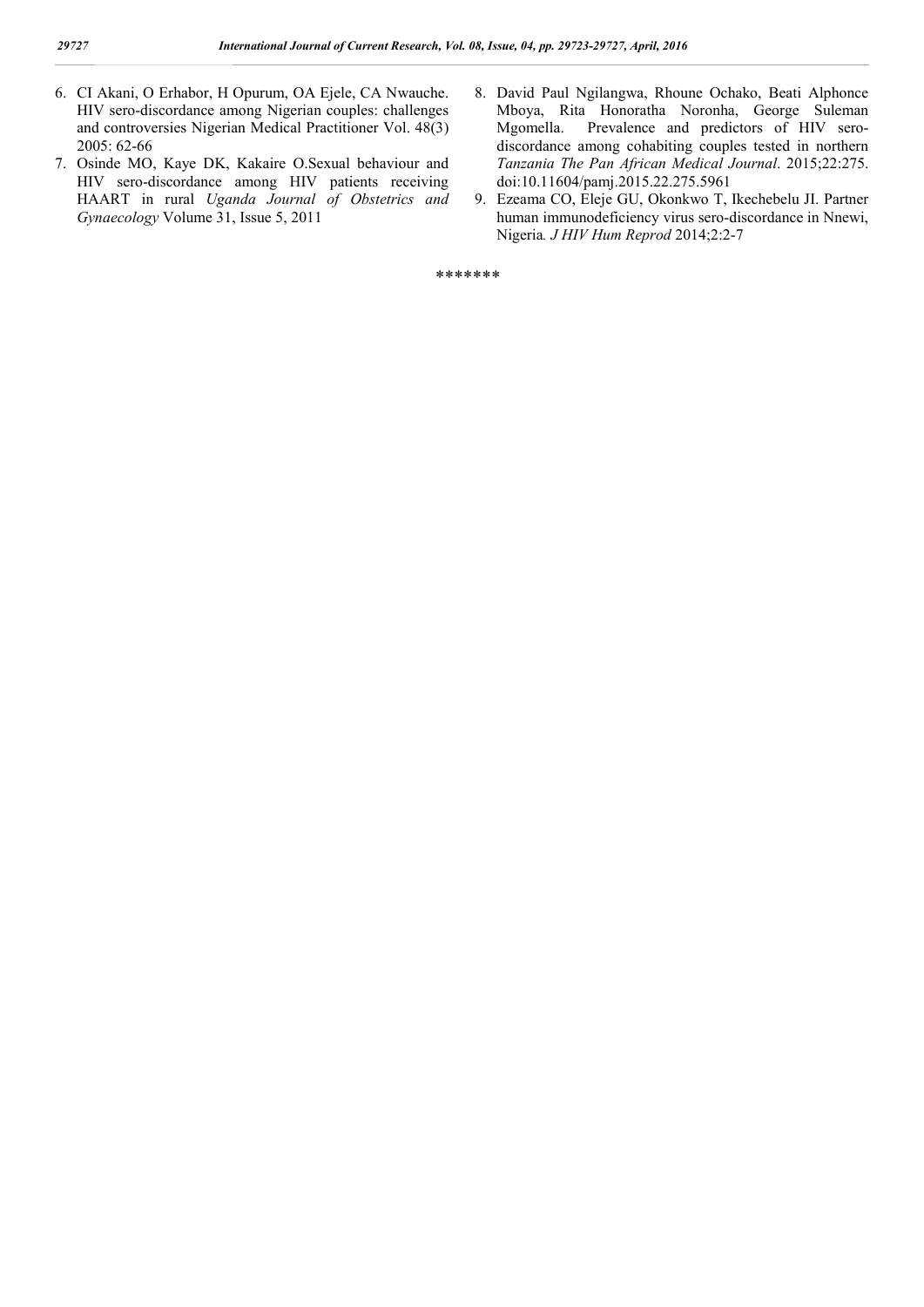6. CI Akani, O Erhabor, H Opurum, OA Ejele, CA Nwauche. HIV sero-discordance among Nigerian couples: challenges and controversies Nigerian Medical Practitioner Vol. 48(3) 2005: 62-66
7. Osinde MO, Kaye DK, Kakaire O.Sexual behaviour and HIV sero-discordance among HIV patients receiving HAART in rural *Uganda Journal of Obstetrics and Gynaecology* Volume 31, Issue 5, 2011
8. David Paul Ngilangwa, Rhoune Ochako, Beati Alphonce Mboya, Rita Honoratha Noronha, George Suleman Mgomella. Prevalence and predictors of HIV sero-discordance among cohabiting couples tested in northern *Tanzania The Pan African Medical Journal*. 2015;22:275. doi:10.11604/pamj.2015.22.275.5961
9. Ezeama CO, Eleje GU, Okonkwo T, Ikechebelu JI. Partner human immunodeficiency virus sero-discordance in Nnewi, Nigeria*. J HIV Hum Reprod* 2014;2:2-7

*******